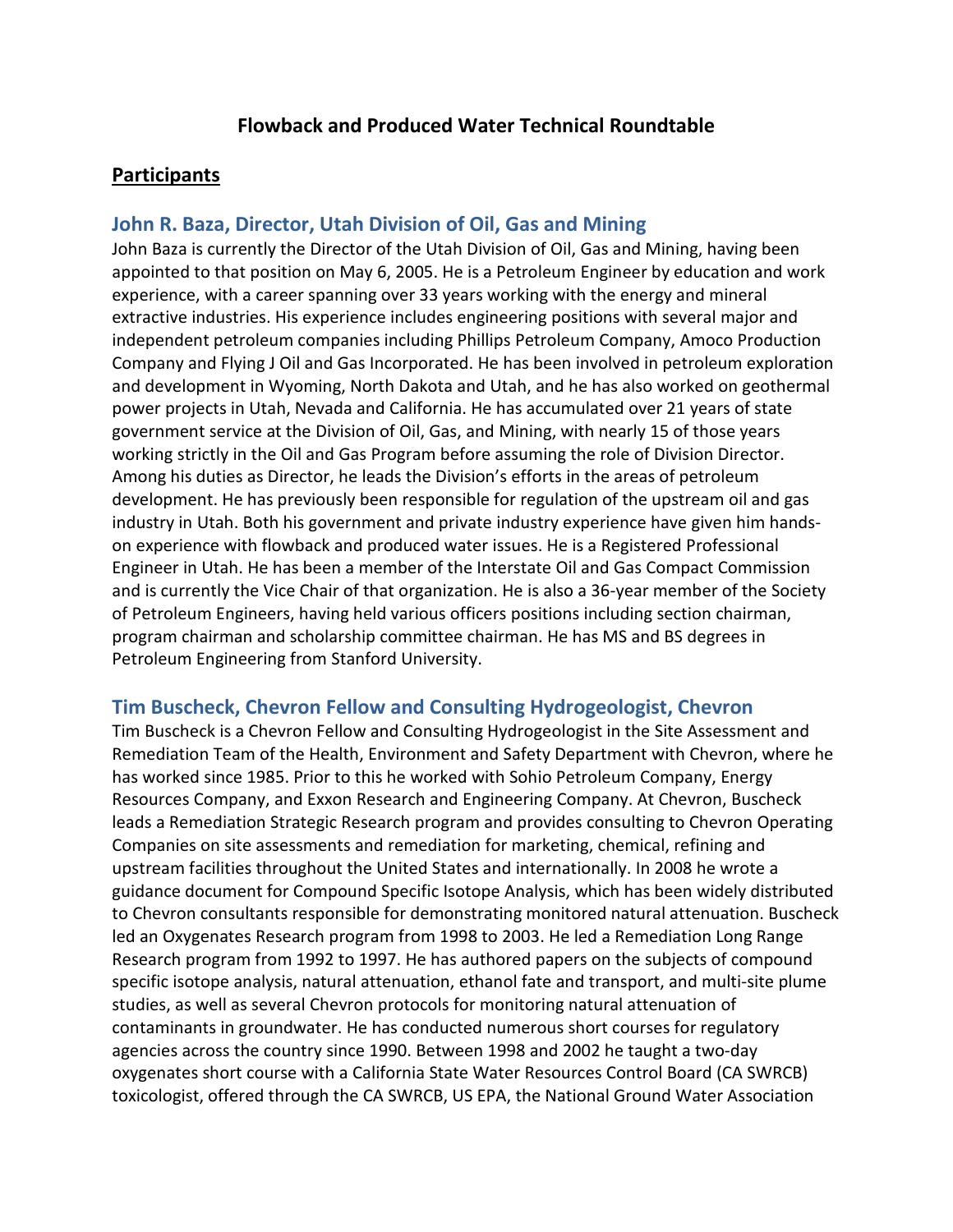# Flowback and Produced Water Technical Roundtable

## Participants

### John R. Baza, Director, Utah Division of Oil, Gas and Mining

John Baza is currently the Director of the Utah Division of Oil, Gas and Mining, having been appointed to that position on May 6, 2005. He is a Petroleum Engineer by education and work experience, with a career spanning over 33 years working with the energy and mineral extractive industries. His experience includes engineering positions with several major and independent petroleum companies including Phillips Petroleum Company, Amoco Production Company and Flying J Oil and Gas Incorporated. He has been involved in petroleum exploration and development in Wyoming, North Dakota and Utah, and he has also worked on geothermal power projects in Utah, Nevada and California. He has accumulated over 21 years of state government service at the Division of Oil, Gas, and Mining, with nearly 15 of those years working strictly in the Oil and Gas Program before assuming the role of Division Director. Among his duties as Director, he leads the Division's efforts in the areas of petroleum development. He has previously been responsible for regulation of the upstream oil and gas industry in Utah. Both his government and private industry experience have given him hands-on experience with flowback and produced water issues. He is a Registered Professional Engineer in Utah. He has been a member of the Interstate Oil and Gas Compact Commission and is currently the Vice Chair of that organization. He is also a 36-year member of the Society of Petroleum Engineers, having held various officers positions including section chairman, program chairman and scholarship committee chairman. He has MS and BS degrees in Petroleum Engineering from Stanford University.

### Tim Buscheck, Chevron Fellow and Consulting Hydrogeologist, Chevron

Tim Buscheck is a Chevron Fellow and Consulting Hydrogeologist in the Site Assessment and Remediation Team of the Health, Environment and Safety Department with Chevron, where he has worked since 1985. Prior to this he worked with Sohio Petroleum Company, Energy Resources Company, and Exxon Research and Engineering Company. At Chevron, Buscheck leads a Remediation Strategic Research program and provides consulting to Chevron Operating Companies on site assessments and remediation for marketing, chemical, refining and upstream facilities throughout the United States and internationally. In 2008 he wrote a guidance document for Compound Specific Isotope Analysis, which has been widely distributed to Chevron consultants responsible for demonstrating monitored natural attenuation. Buscheck led an Oxygenates Research program from 1998 to 2003. He led a Remediation Long Range Research program from 1992 to 1997. He has authored papers on the subjects of compound specific isotope analysis, natural attenuation, ethanol fate and transport, and multi-site plume studies, as well as several Chevron protocols for monitoring natural attenuation of contaminants in groundwater. He has conducted numerous short courses for regulatory agencies across the country since 1990. Between 1998 and 2002 he taught a two-day oxygenates short course with a California State Water Resources Control Board (CA SWRCB) toxicologist, offered through the CA SWRCB, US EPA, the National Ground Water Association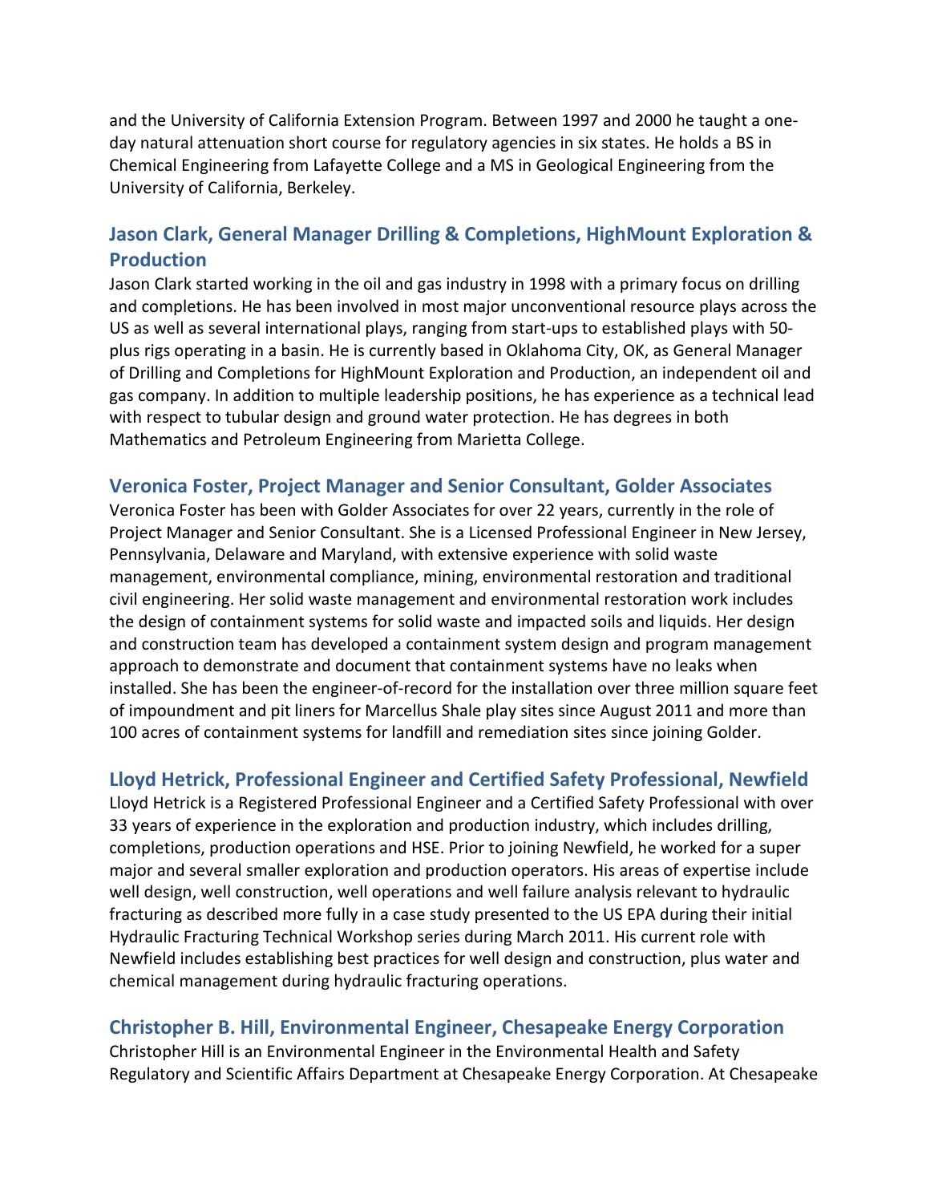and the University of California Extension Program. Between 1997 and 2000 he taught a one-day natural attenuation short course for regulatory agencies in six states. He holds a BS in Chemical Engineering from Lafayette College and a MS in Geological Engineering from the University of California, Berkeley.

### Jason Clark, General Manager Drilling & Completions, HighMount Exploration & Production

Jason Clark started working in the oil and gas industry in 1998 with a primary focus on drilling and completions. He has been involved in most major unconventional resource plays across the US as well as several international plays, ranging from start-ups to established plays with 50-plus rigs operating in a basin. He is currently based in Oklahoma City, OK, as General Manager of Drilling and Completions for HighMount Exploration and Production, an independent oil and gas company. In addition to multiple leadership positions, he has experience as a technical lead with respect to tubular design and ground water protection. He has degrees in both Mathematics and Petroleum Engineering from Marietta College.

### Veronica Foster, Project Manager and Senior Consultant, Golder Associates

Veronica Foster has been with Golder Associates for over 22 years, currently in the role of Project Manager and Senior Consultant. She is a Licensed Professional Engineer in New Jersey, Pennsylvania, Delaware and Maryland, with extensive experience with solid waste management, environmental compliance, mining, environmental restoration and traditional civil engineering. Her solid waste management and environmental restoration work includes the design of containment systems for solid waste and impacted soils and liquids. Her design and construction team has developed a containment system design and program management approach to demonstrate and document that containment systems have no leaks when installed. She has been the engineer-of-record for the installation over three million square feet of impoundment and pit liners for Marcellus Shale play sites since August 2011 and more than 100 acres of containment systems for landfill and remediation sites since joining Golder.

### Lloyd Hetrick, Professional Engineer and Certified Safety Professional, Newfield

Lloyd Hetrick is a Registered Professional Engineer and a Certified Safety Professional with over 33 years of experience in the exploration and production industry, which includes drilling, completions, production operations and HSE. Prior to joining Newfield, he worked for a super major and several smaller exploration and production operators. His areas of expertise include well design, well construction, well operations and well failure analysis relevant to hydraulic fracturing as described more fully in a case study presented to the US EPA during their initial Hydraulic Fracturing Technical Workshop series during March 2011. His current role with Newfield includes establishing best practices for well design and construction, plus water and chemical management during hydraulic fracturing operations.

### Christopher B. Hill, Environmental Engineer, Chesapeake Energy Corporation

Christopher Hill is an Environmental Engineer in the Environmental Health and Safety Regulatory and Scientific Affairs Department at Chesapeake Energy Corporation. At Chesapeake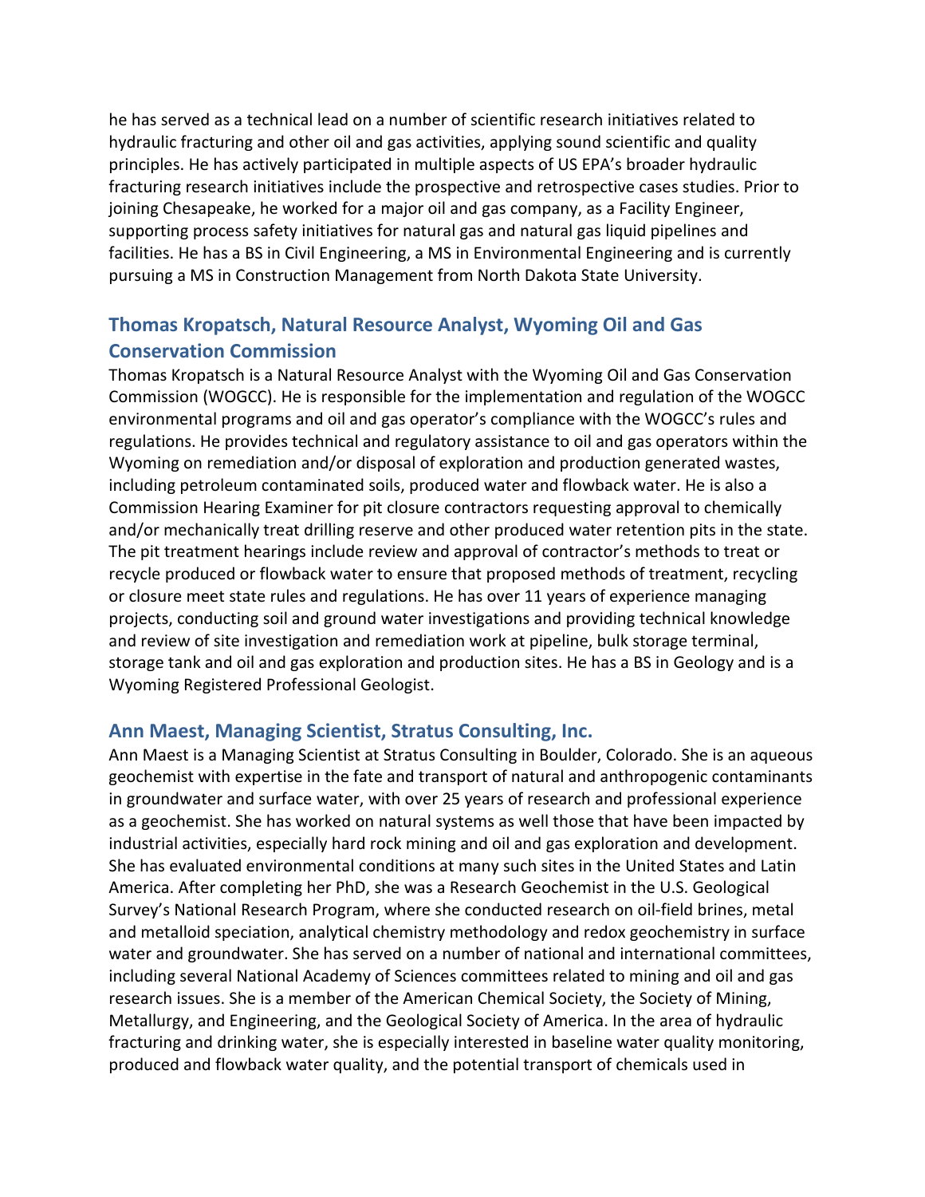he has served as a technical lead on a number of scientific research initiatives related to hydraulic fracturing and other oil and gas activities, applying sound scientific and quality principles. He has actively participated in multiple aspects of US EPA's broader hydraulic fracturing research initiatives include the prospective and retrospective cases studies. Prior to joining Chesapeake, he worked for a major oil and gas company, as a Facility Engineer, supporting process safety initiatives for natural gas and natural gas liquid pipelines and facilities. He has a BS in Civil Engineering, a MS in Environmental Engineering and is currently pursuing a MS in Construction Management from North Dakota State University.

## Thomas Kropatsch, Natural Resource Analyst, Wyoming Oil and Gas Conservation Commission

Thomas Kropatsch is a Natural Resource Analyst with the Wyoming Oil and Gas Conservation Commission (WOGCC). He is responsible for the implementation and regulation of the WOGCC environmental programs and oil and gas operator's compliance with the WOGCC's rules and regulations. He provides technical and regulatory assistance to oil and gas operators within the Wyoming on remediation and/or disposal of exploration and production generated wastes, including petroleum contaminated soils, produced water and flowback water. He is also a Commission Hearing Examiner for pit closure contractors requesting approval to chemically and/or mechanically treat drilling reserve and other produced water retention pits in the state. The pit treatment hearings include review and approval of contractor's methods to treat or recycle produced or flowback water to ensure that proposed methods of treatment, recycling or closure meet state rules and regulations. He has over 11 years of experience managing projects, conducting soil and ground water investigations and providing technical knowledge and review of site investigation and remediation work at pipeline, bulk storage terminal, storage tank and oil and gas exploration and production sites. He has a BS in Geology and is a Wyoming Registered Professional Geologist.

## Ann Maest, Managing Scientist, Stratus Consulting, Inc.

Ann Maest is a Managing Scientist at Stratus Consulting in Boulder, Colorado. She is an aqueous geochemist with expertise in the fate and transport of natural and anthropogenic contaminants in groundwater and surface water, with over 25 years of research and professional experience as a geochemist. She has worked on natural systems as well those that have been impacted by industrial activities, especially hard rock mining and oil and gas exploration and development. She has evaluated environmental conditions at many such sites in the United States and Latin America. After completing her PhD, she was a Research Geochemist in the U.S. Geological Survey's National Research Program, where she conducted research on oil-field brines, metal and metalloid speciation, analytical chemistry methodology and redox geochemistry in surface water and groundwater. She has served on a number of national and international committees, including several National Academy of Sciences committees related to mining and oil and gas research issues. She is a member of the American Chemical Society, the Society of Mining, Metallurgy, and Engineering, and the Geological Society of America. In the area of hydraulic fracturing and drinking water, she is especially interested in baseline water quality monitoring, produced and flowback water quality, and the potential transport of chemicals used in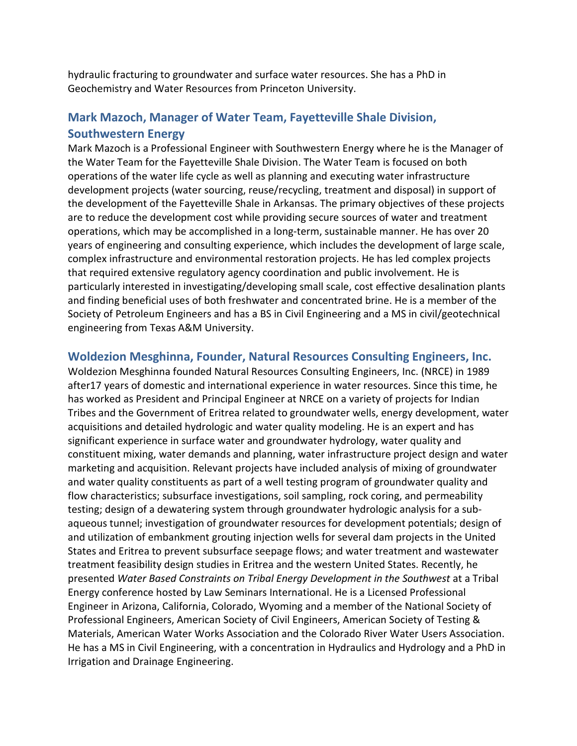hydraulic fracturing to groundwater and surface water resources. She has a PhD in Geochemistry and Water Resources from Princeton University.

## Mark Mazoch, Manager of Water Team, Fayetteville Shale Division, Southwestern Energy

Mark Mazoch is a Professional Engineer with Southwestern Energy where he is the Manager of the Water Team for the Fayetteville Shale Division. The Water Team is focused on both operations of the water life cycle as well as planning and executing water infrastructure development projects (water sourcing, reuse/recycling, treatment and disposal) in support of the development of the Fayetteville Shale in Arkansas. The primary objectives of these projects are to reduce the development cost while providing secure sources of water and treatment operations, which may be accomplished in a long-term, sustainable manner. He has over 20 years of engineering and consulting experience, which includes the development of large scale, complex infrastructure and environmental restoration projects. He has led complex projects that required extensive regulatory agency coordination and public involvement. He is particularly interested in investigating/developing small scale, cost effective desalination plants and finding beneficial uses of both freshwater and concentrated brine. He is a member of the Society of Petroleum Engineers and has a BS in Civil Engineering and a MS in civil/geotechnical engineering from Texas A&M University.

## Woldezion Mesghinna, Founder, Natural Resources Consulting Engineers, Inc.

Woldezion Mesghinna founded Natural Resources Consulting Engineers, Inc. (NRCE) in 1989 after17 years of domestic and international experience in water resources. Since this time, he has worked as President and Principal Engineer at NRCE on a variety of projects for Indian Tribes and the Government of Eritrea related to groundwater wells, energy development, water acquisitions and detailed hydrologic and water quality modeling. He is an expert and has significant experience in surface water and groundwater hydrology, water quality and constituent mixing, water demands and planning, water infrastructure project design and water marketing and acquisition. Relevant projects have included analysis of mixing of groundwater and water quality constituents as part of a well testing program of groundwater quality and flow characteristics; subsurface investigations, soil sampling, rock coring, and permeability testing; design of a dewatering system through groundwater hydrologic analysis for a sub-aqueous tunnel; investigation of groundwater resources for development potentials; design of and utilization of embankment grouting injection wells for several dam projects in the United States and Eritrea to prevent subsurface seepage flows; and water treatment and wastewater treatment feasibility design studies in Eritrea and the western United States. Recently, he presented *Water Based Constraints on Tribal Energy Development in the Southwest* at a Tribal Energy conference hosted by Law Seminars International. He is a Licensed Professional Engineer in Arizona, California, Colorado, Wyoming and a member of the National Society of Professional Engineers, American Society of Civil Engineers, American Society of Testing & Materials, American Water Works Association and the Colorado River Water Users Association. He has a MS in Civil Engineering, with a concentration in Hydraulics and Hydrology and a PhD in Irrigation and Drainage Engineering.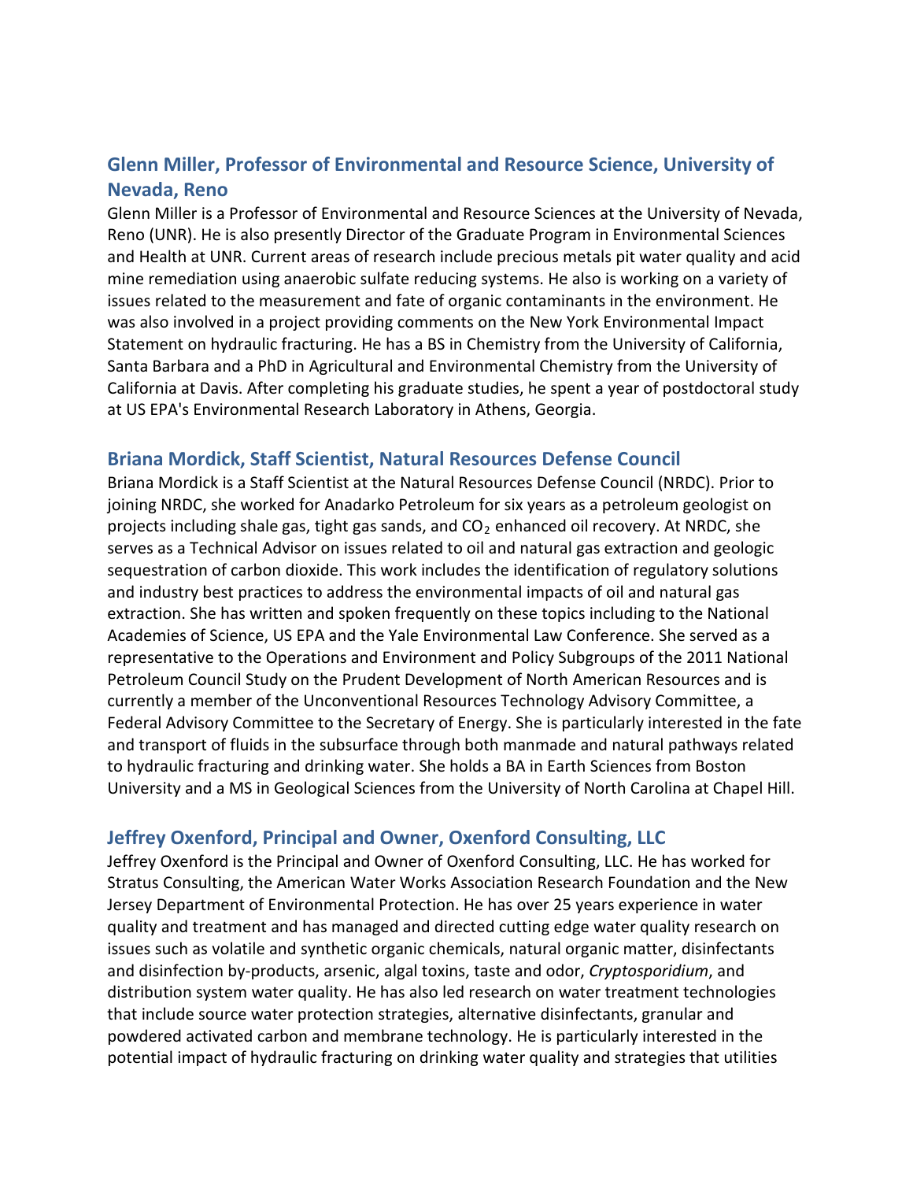### Glenn Miller, Professor of Environmental and Resource Science, University of Nevada, Reno

Glenn Miller is a Professor of Environmental and Resource Sciences at the University of Nevada, Reno (UNR). He is also presently Director of the Graduate Program in Environmental Sciences and Health at UNR. Current areas of research include precious metals pit water quality and acid mine remediation using anaerobic sulfate reducing systems. He also is working on a variety of issues related to the measurement and fate of organic contaminants in the environment. He was also involved in a project providing comments on the New York Environmental Impact Statement on hydraulic fracturing. He has a BS in Chemistry from the University of California, Santa Barbara and a PhD in Agricultural and Environmental Chemistry from the University of California at Davis. After completing his graduate studies, he spent a year of postdoctoral study at US EPA's Environmental Research Laboratory in Athens, Georgia.

### Briana Mordick, Staff Scientist, Natural Resources Defense Council

Briana Mordick is a Staff Scientist at the Natural Resources Defense Council (NRDC). Prior to joining NRDC, she worked for Anadarko Petroleum for six years as a petroleum geologist on projects including shale gas, tight gas sands, and $CO_2$ enhanced oil recovery. At NRDC, she serves as a Technical Advisor on issues related to oil and natural gas extraction and geologic sequestration of carbon dioxide. This work includes the identification of regulatory solutions and industry best practices to address the environmental impacts of oil and natural gas extraction. She has written and spoken frequently on these topics including to the National Academies of Science, US EPA and the Yale Environmental Law Conference. She served as a representative to the Operations and Environment and Policy Subgroups of the 2011 National Petroleum Council Study on the Prudent Development of North American Resources and is currently a member of the Unconventional Resources Technology Advisory Committee, a Federal Advisory Committee to the Secretary of Energy. She is particularly interested in the fate and transport of fluids in the subsurface through both manmade and natural pathways related to hydraulic fracturing and drinking water. She holds a BA in Earth Sciences from Boston University and a MS in Geological Sciences from the University of North Carolina at Chapel Hill.

### Jeffrey Oxenford, Principal and Owner, Oxenford Consulting, LLC

Jeffrey Oxenford is the Principal and Owner of Oxenford Consulting, LLC. He has worked for Stratus Consulting, the American Water Works Association Research Foundation and the New Jersey Department of Environmental Protection. He has over 25 years experience in water quality and treatment and has managed and directed cutting edge water quality research on issues such as volatile and synthetic organic chemicals, natural organic matter, disinfectants and disinfection by-products, arsenic, algal toxins, taste and odor, *Cryptosporidium*, and distribution system water quality. He has also led research on water treatment technologies that include source water protection strategies, alternative disinfectants, granular and powdered activated carbon and membrane technology. He is particularly interested in the potential impact of hydraulic fracturing on drinking water quality and strategies that utilities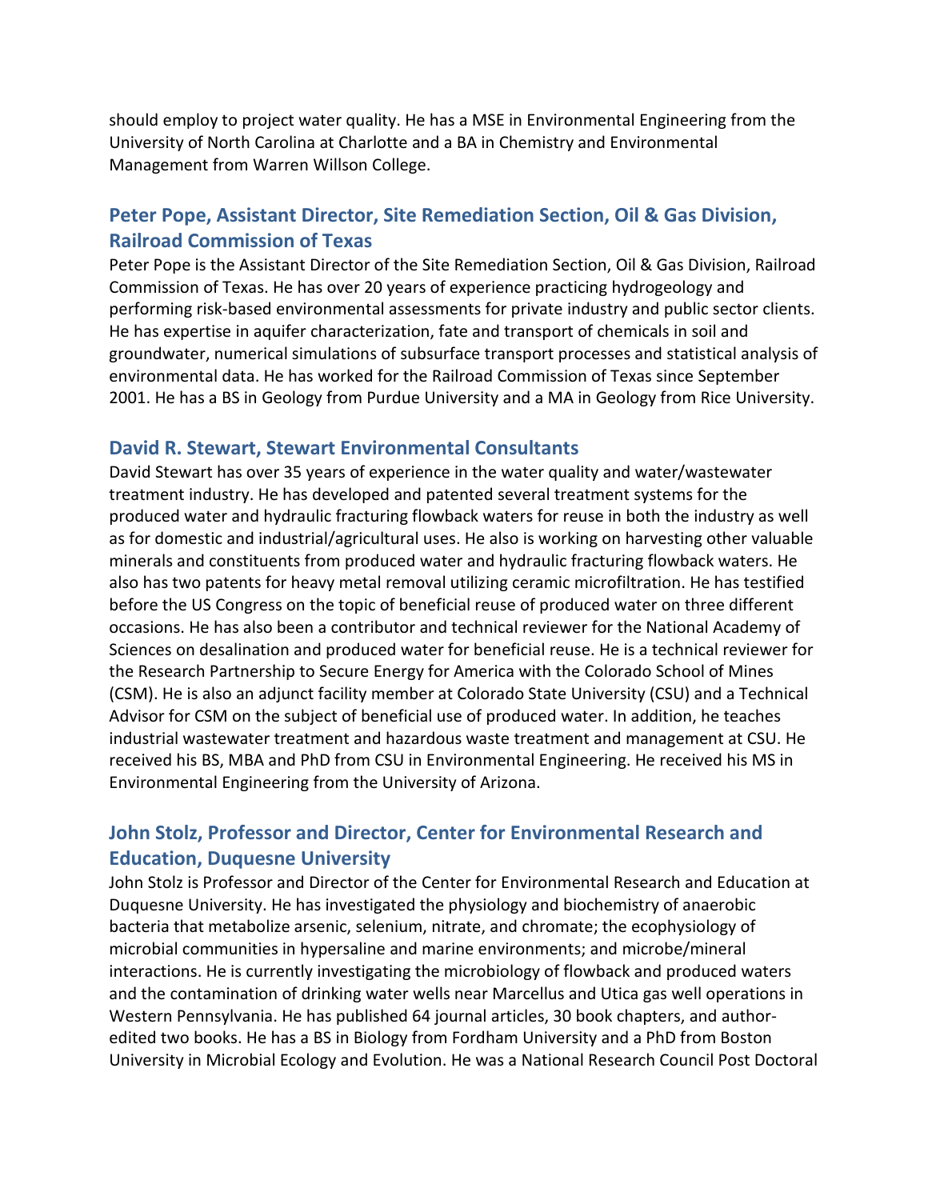should employ to project water quality. He has a MSE in Environmental Engineering from the University of North Carolina at Charlotte and a BA in Chemistry and Environmental Management from Warren Willson College.

## Peter Pope, Assistant Director, Site Remediation Section, Oil & Gas Division, Railroad Commission of Texas

Peter Pope is the Assistant Director of the Site Remediation Section, Oil & Gas Division, Railroad Commission of Texas. He has over 20 years of experience practicing hydrogeology and performing risk-based environmental assessments for private industry and public sector clients. He has expertise in aquifer characterization, fate and transport of chemicals in soil and groundwater, numerical simulations of subsurface transport processes and statistical analysis of environmental data. He has worked for the Railroad Commission of Texas since September 2001. He has a BS in Geology from Purdue University and a MA in Geology from Rice University.

## David R. Stewart, Stewart Environmental Consultants

David Stewart has over 35 years of experience in the water quality and water/wastewater treatment industry. He has developed and patented several treatment systems for the produced water and hydraulic fracturing flowback waters for reuse in both the industry as well as for domestic and industrial/agricultural uses. He also is working on harvesting other valuable minerals and constituents from produced water and hydraulic fracturing flowback waters. He also has two patents for heavy metal removal utilizing ceramic microfiltration. He has testified before the US Congress on the topic of beneficial reuse of produced water on three different occasions. He has also been a contributor and technical reviewer for the National Academy of Sciences on desalination and produced water for beneficial reuse. He is a technical reviewer for the Research Partnership to Secure Energy for America with the Colorado School of Mines (CSM). He is also an adjunct facility member at Colorado State University (CSU) and a Technical Advisor for CSM on the subject of beneficial use of produced water. In addition, he teaches industrial wastewater treatment and hazardous waste treatment and management at CSU. He received his BS, MBA and PhD from CSU in Environmental Engineering. He received his MS in Environmental Engineering from the University of Arizona.

## John Stolz, Professor and Director, Center for Environmental Research and Education, Duquesne University

John Stolz is Professor and Director of the Center for Environmental Research and Education at Duquesne University. He has investigated the physiology and biochemistry of anaerobic bacteria that metabolize arsenic, selenium, nitrate, and chromate; the ecophysiology of microbial communities in hypersaline and marine environments; and microbe/mineral interactions. He is currently investigating the microbiology of flowback and produced waters and the contamination of drinking water wells near Marcellus and Utica gas well operations in Western Pennsylvania. He has published 64 journal articles, 30 book chapters, and author-edited two books. He has a BS in Biology from Fordham University and a PhD from Boston University in Microbial Ecology and Evolution. He was a National Research Council Post Doctoral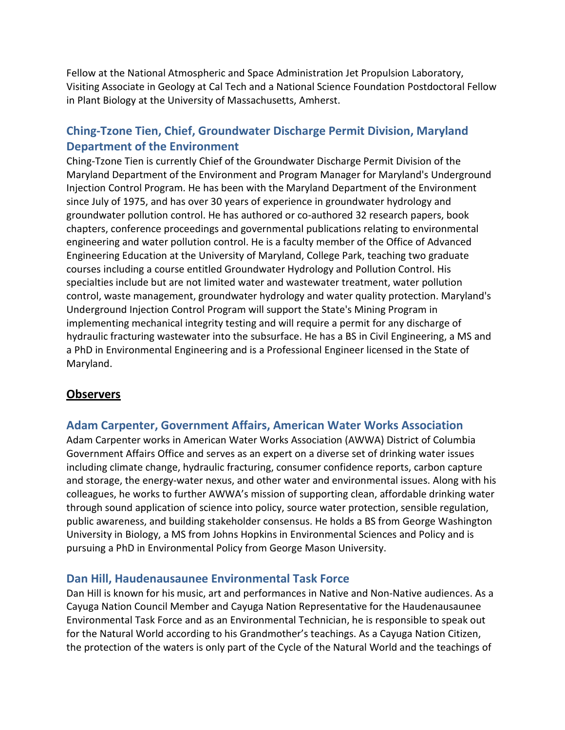Fellow at the National Atmospheric and Space Administration Jet Propulsion Laboratory, Visiting Associate in Geology at Cal Tech and a National Science Foundation Postdoctoral Fellow in Plant Biology at the University of Massachusetts, Amherst.

### Ching-Tzone Tien, Chief, Groundwater Discharge Permit Division, Maryland Department of the Environment

Ching-Tzone Tien is currently Chief of the Groundwater Discharge Permit Division of the Maryland Department of the Environment and Program Manager for Maryland's Underground Injection Control Program. He has been with the Maryland Department of the Environment since July of 1975, and has over 30 years of experience in groundwater hydrology and groundwater pollution control. He has authored or co-authored 32 research papers, book chapters, conference proceedings and governmental publications relating to environmental engineering and water pollution control. He is a faculty member of the Office of Advanced Engineering Education at the University of Maryland, College Park, teaching two graduate courses including a course entitled Groundwater Hydrology and Pollution Control. His specialties include but are not limited water and wastewater treatment, water pollution control, waste management, groundwater hydrology and water quality protection. Maryland's Underground Injection Control Program will support the State's Mining Program in implementing mechanical integrity testing and will require a permit for any discharge of hydraulic fracturing wastewater into the subsurface. He has a BS in Civil Engineering, a MS and a PhD in Environmental Engineering and is a Professional Engineer licensed in the State of Maryland.

## Observers

### Adam Carpenter, Government Affairs, American Water Works Association

Adam Carpenter works in American Water Works Association (AWWA) District of Columbia Government Affairs Office and serves as an expert on a diverse set of drinking water issues including climate change, hydraulic fracturing, consumer confidence reports, carbon capture and storage, the energy-water nexus, and other water and environmental issues. Along with his colleagues, he works to further AWWA's mission of supporting clean, affordable drinking water through sound application of science into policy, source water protection, sensible regulation, public awareness, and building stakeholder consensus. He holds a BS from George Washington University in Biology, a MS from Johns Hopkins in Environmental Sciences and Policy and is pursuing a PhD in Environmental Policy from George Mason University.

### Dan Hill, Haudenausaunee Environmental Task Force

Dan Hill is known for his music, art and performances in Native and Non-Native audiences. As a Cayuga Nation Council Member and Cayuga Nation Representative for the Haudenausaunee Environmental Task Force and as an Environmental Technician, he is responsible to speak out for the Natural World according to his Grandmother's teachings. As a Cayuga Nation Citizen, the protection of the waters is only part of the Cycle of the Natural World and the teachings of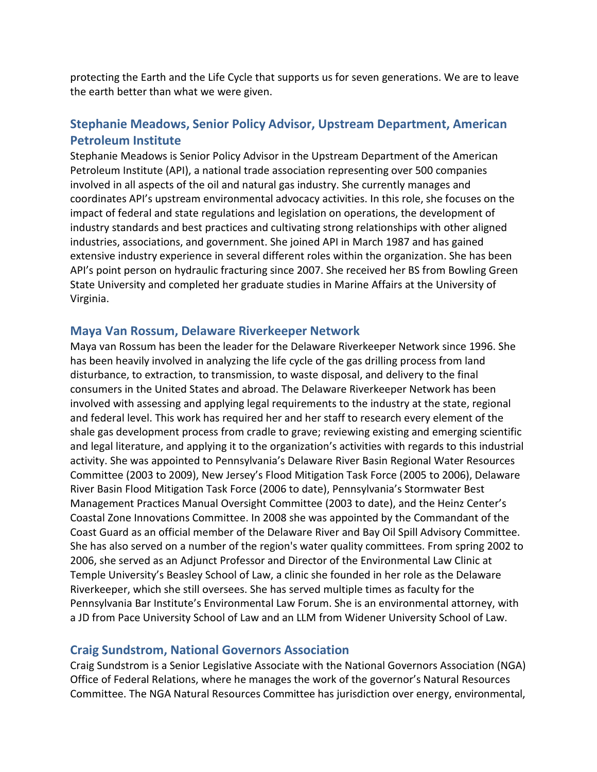protecting the Earth and the Life Cycle that supports us for seven generations. We are to leave the earth better than what we were given.

### Stephanie Meadows, Senior Policy Advisor, Upstream Department, American Petroleum Institute

Stephanie Meadows is Senior Policy Advisor in the Upstream Department of the American Petroleum Institute (API), a national trade association representing over 500 companies involved in all aspects of the oil and natural gas industry. She currently manages and coordinates API's upstream environmental advocacy activities. In this role, she focuses on the impact of federal and state regulations and legislation on operations, the development of industry standards and best practices and cultivating strong relationships with other aligned industries, associations, and government. She joined API in March 1987 and has gained extensive industry experience in several different roles within the organization. She has been API's point person on hydraulic fracturing since 2007. She received her BS from Bowling Green State University and completed her graduate studies in Marine Affairs at the University of Virginia.

### Maya Van Rossum, Delaware Riverkeeper Network

Maya van Rossum has been the leader for the Delaware Riverkeeper Network since 1996. She has been heavily involved in analyzing the life cycle of the gas drilling process from land disturbance, to extraction, to transmission, to waste disposal, and delivery to the final consumers in the United States and abroad. The Delaware Riverkeeper Network has been involved with assessing and applying legal requirements to the industry at the state, regional and federal level. This work has required her and her staff to research every element of the shale gas development process from cradle to grave; reviewing existing and emerging scientific and legal literature, and applying it to the organization's activities with regards to this industrial activity. She was appointed to Pennsylvania's Delaware River Basin Regional Water Resources Committee (2003 to 2009), New Jersey's Flood Mitigation Task Force (2005 to 2006), Delaware River Basin Flood Mitigation Task Force (2006 to date), Pennsylvania's Stormwater Best Management Practices Manual Oversight Committee (2003 to date), and the Heinz Center's Coastal Zone Innovations Committee. In 2008 she was appointed by the Commandant of the Coast Guard as an official member of the Delaware River and Bay Oil Spill Advisory Committee. She has also served on a number of the region's water quality committees. From spring 2002 to 2006, she served as an Adjunct Professor and Director of the Environmental Law Clinic at Temple University's Beasley School of Law, a clinic she founded in her role as the Delaware Riverkeeper, which she still oversees. She has served multiple times as faculty for the Pennsylvania Bar Institute's Environmental Law Forum. She is an environmental attorney, with a JD from Pace University School of Law and an LLM from Widener University School of Law.

### Craig Sundstrom, National Governors Association

Craig Sundstrom is a Senior Legislative Associate with the National Governors Association (NGA) Office of Federal Relations, where he manages the work of the governor's Natural Resources Committee. The NGA Natural Resources Committee has jurisdiction over energy, environmental,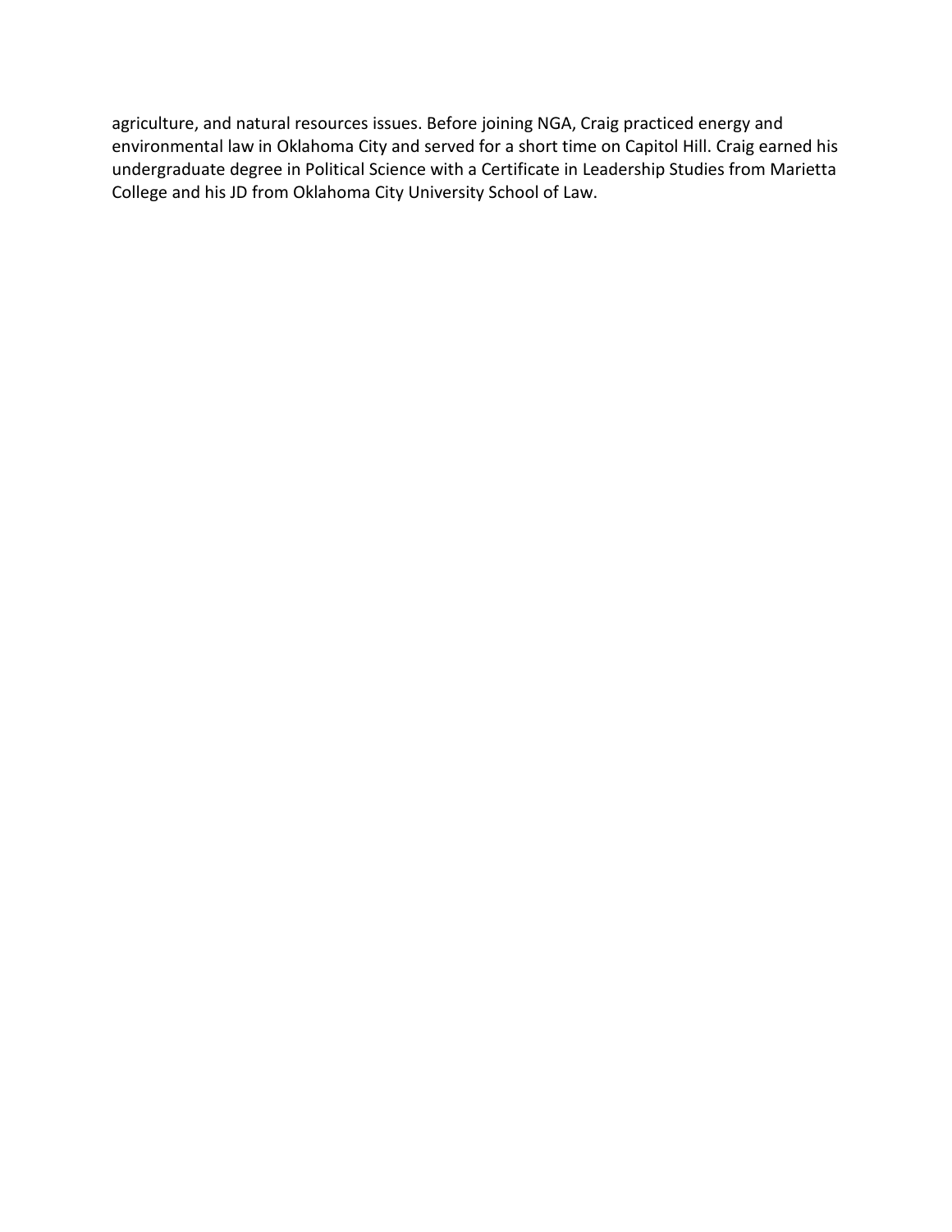agriculture, and natural resources issues. Before joining NGA, Craig practiced energy and environmental law in Oklahoma City and served for a short time on Capitol Hill. Craig earned his undergraduate degree in Political Science with a Certificate in Leadership Studies from Marietta College and his JD from Oklahoma City University School of Law.